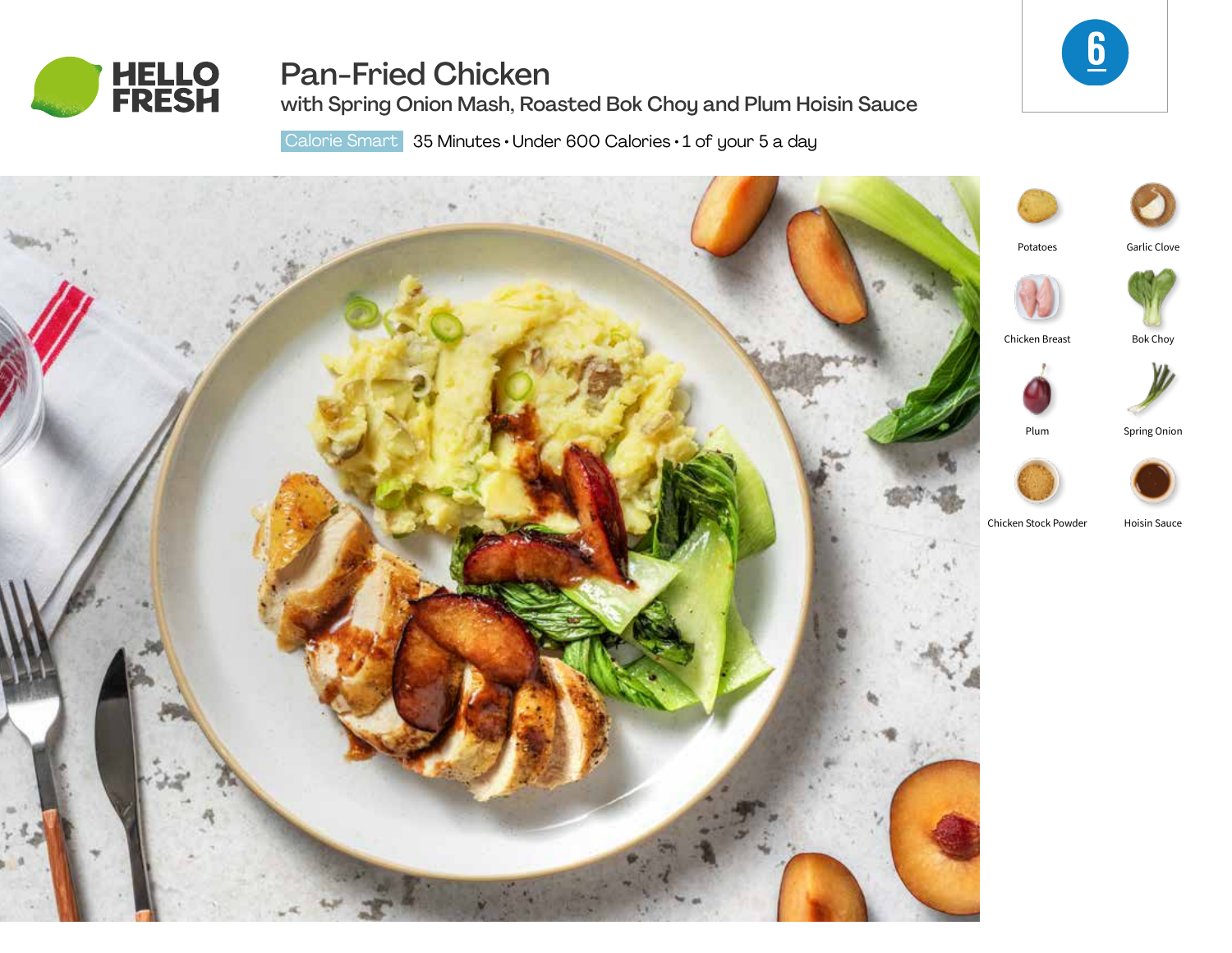# Pan-Fried Chicken

## with Spring Onion Mash, Roasted Bok Choy and Plum Hoisin Sauce

Calorie Smart 35 Minutes • Under 600 Calories • 1 of your 5 a day

6

- Potatoes
- Garlic Clove
- Chicken Breast
- Bok Choy
- Plum
- Spring Onion
- Chicken Stock Powder
- Hoisin Sauce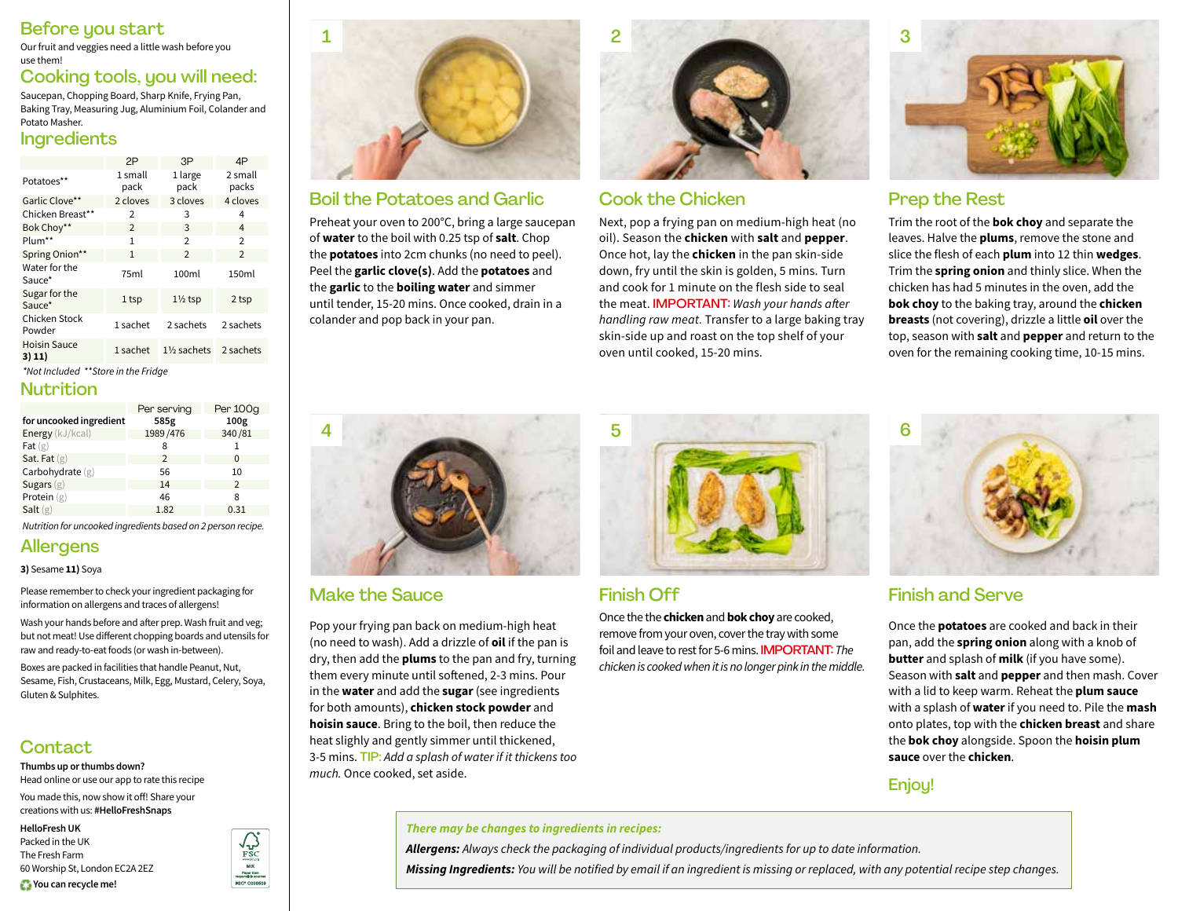## Before you start

Our fruit and veggies need a little wash before you use them!

## Cooking tools, you will need:

Saucepan, Chopping Board, Sharp Knife, Frying Pan, Baking Tray, Measuring Jug, Aluminium Foil, Colander and Potato Masher.

## Ingredients

| | 2P | 3P | 4P |
|---|---|---|---|
| Potatoes** | 1 small pack | 1 large pack | 2 small packs |
| Garlic Clove** | 2 cloves | 3 cloves | 4 cloves |
| Chicken Breast** | 2 | 3 | 4 |
| Bok Choy** | 2 | 3 | 4 |
| Plum** | 1 | 2 | 2 |
| Spring Onion** | 1 | 2 | 2 |
| Water for the Sauce* | 75ml | 100ml | 150ml |
| Sugar for the Sauce* | 1 tsp | 1½ tsp | 2 tsp |
| Chicken Stock Powder | 1 sachet | 2 sachets | 2 sachets |
| Hoisin Sauce **3) 11)** | 1 sachet | 1½ sachets | 2 sachets |

*Not Included **Store in the Fridge

## Nutrition

| | Per serving | Per 100g |
|---|---|---|
| **for uncooked ingredient** | **585g** | **100g** |
| Energy (kJ/kcal) | 1989 /476 | 340 /81 |
| Fat (g) | 8 | 1 |
| Sat. Fat (g) | 2 | 0 |
| Carbohydrate (g) | 56 | 10 |
| Sugars (g) | 14 | 2 |
| Protein (g) | 46 | 8 |
| Salt (g) | 1.82 | 0.31 |

*Nutrition for uncooked ingredients based on 2 person recipe.*

## Allergens

**3)** Sesame **11)** Soya

Please remember to check your ingredient packaging for information on allergens and traces of allergens!

Wash your hands before and after prep. Wash fruit and veg; but not meat! Use different chopping boards and utensils for raw and ready-to-eat foods (or wash in-between).

Boxes are packed in facilities that handle Peanut, Nut, Sesame, Fish, Crustaceans, Milk, Egg, Mustard, Celery, Soya, Gluten & Sulphites.

## Contact

**Thumbs up or thumbs down?**
Head online or use our app to rate this recipe

You made this, now show it off! Share your creations with us: **#HelloFreshSnaps**

**HelloFresh UK**
Packed in the UK
The Fresh Farm
60 Worship St, London EC2A 2EZ

**You can recycle me!**

## 1 Boil the Potatoes and Garlic

Preheat your oven to 200°C, bring a large saucepan of **water** to the boil with 0.25 tsp of **salt**. Chop the **potatoes** into 2cm chunks (no need to peel). Peel the **garlic clove(s)**. Add the **potatoes** and the **garlic** to the **boiling water** and simmer until tender, 15-20 mins. Once cooked, drain in a colander and pop back in your pan.

## 2 Cook the Chicken

Next, pop a frying pan on medium-high heat (no oil). Season the **chicken** with **salt** and **pepper**. Once hot, lay the **chicken** in the pan skin-side down, fry until the skin is golden, 5 mins. Turn and cook for 1 minute on the flesh side to seal the meat. IMPORTANT: *Wash your hands after handling raw meat.* Transfer to a large baking tray skin-side up and roast on the top shelf of your oven until cooked, 15-20 mins.

## 3 Prep the Rest

Trim the root of the **bok choy** and separate the leaves. Halve the **plums**, remove the stone and slice the flesh of each **plum** into 12 thin **wedges**. Trim the **spring onion** and thinly slice. When the chicken has had 5 minutes in the oven, add the **bok choy** to the baking tray, around the **chicken breasts** (not covering), drizzle a little **oil** over the top, season with **salt** and **pepper** and return to the oven for the remaining cooking time, 10-15 mins.

## 4 Make the Sauce

Pop your frying pan back on medium-high heat (no need to wash). Add a drizzle of **oil** if the pan is dry, then add the **plums** to the pan and fry, turning them every minute until softened, 2-3 mins. Pour in the **water** and add the **sugar** (see ingredients for both amounts), **chicken stock powder** and **hoisin sauce**. Bring to the boil, then reduce the heat slighly and gently simmer until thickened, 3-5 mins. TIP: *Add a splash of water if it thickens too much.* Once cooked, set aside.

## 5 Finish Off

Once the the **chicken** and **bok choy** are cooked, remove from your oven, cover the tray with some foil and leave to rest for 5-6 mins. IMPORTANT: *The chicken is cooked when it is no longer pink in the middle.*

## 6 Finish and Serve

Once the **potatoes** are cooked and back in their pan, add the **spring onion** along with a knob of **butter** and splash of **milk** (if you have some). Season with **salt** and **pepper** and then mash. Cover with a lid to keep warm. Reheat the **plum sauce** with a splash of **water** if you need to. Pile the **mash** onto plates, top with the **chicken breast** and share the **bok choy** alongside. Spoon the **hoisin plum sauce** over the **chicken**.

**Enjoy!**

***There may be changes to ingredients in recipes:***

***Allergens:*** *Always check the packaging of individual products/ingredients for up to date information.*

***Missing Ingredients:*** *You will be notified by email if an ingredient is missing or replaced, with any potential recipe step changes.*